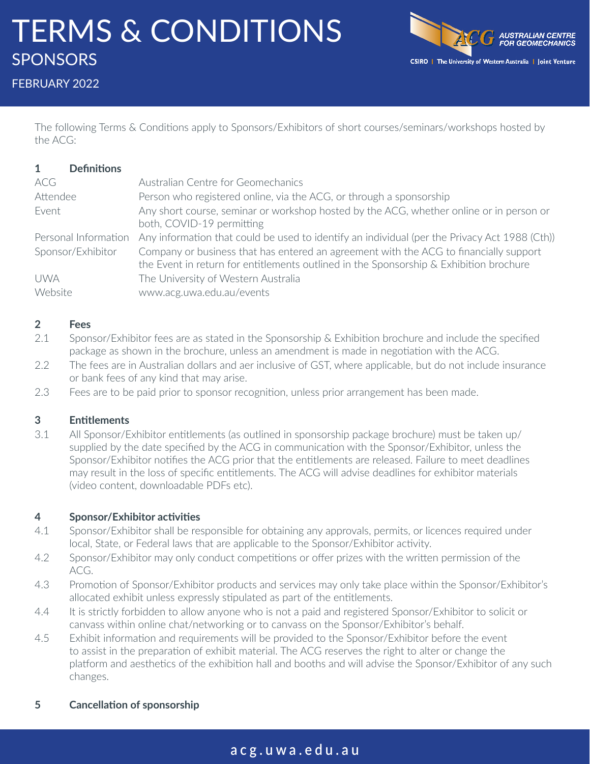# TERMS & CONDITIONS

## SPONSORS

FEBRUARY 2022

The following Terms & Conditions apply to Sponsors/Exhibitors of short courses/seminars/workshops hosted by the ACG:

### 1 Definitions

| | |
|---|---|
| ACG | Australian Centre for Geomechanics |
| Attendee | Person who registered online, via the ACG, or through a sponsorship |
| Event | Any short course, seminar or workshop hosted by the ACG, whether online or in person or both, COVID-19 permitting |
| Personal Information | Any information that could be used to identify an individual (per the Privacy Act 1988 (Cth)) |
| Sponsor/Exhibitor | Company or business that has entered an agreement with the ACG to financially support the Event in return for entitlements outlined in the Sponsorship & Exhibition brochure |
| UWA | The University of Western Australia |
| Website | www.acg.uwa.edu.au/events |

### 2 Fees

2.1 Sponsor/Exhibitor fees are as stated in the Sponsorship & Exhibition brochure and include the specified package as shown in the brochure, unless an amendment is made in negotiation with the ACG.

2.2 The fees are in Australian dollars and aer inclusive of GST, where applicable, but do not include insurance or bank fees of any kind that may arise.

2.3 Fees are to be paid prior to sponsor recognition, unless prior arrangement has been made.

### 3 Entitlements

3.1 All Sponsor/Exhibitor entitlements (as outlined in sponsorship package brochure) must be taken up/supplied by the date specified by the ACG in communication with the Sponsor/Exhibitor, unless the Sponsor/Exhibitor notifies the ACG prior that the entitlements are released. Failure to meet deadlines may result in the loss of specific entitlements. The ACG will advise deadlines for exhibitor materials (video content, downloadable PDFs etc).

### 4 Sponsor/Exhibitor activities

4.1 Sponsor/Exhibitor shall be responsible for obtaining any approvals, permits, or licences required under local, State, or Federal laws that are applicable to the Sponsor/Exhibitor activity.

4.2 Sponsor/Exhibitor may only conduct competitions or offer prizes with the written permission of the ACG.

4.3 Promotion of Sponsor/Exhibitor products and services may only take place within the Sponsor/Exhibitor's allocated exhibit unless expressly stipulated as part of the entitlements.

4.4 It is strictly forbidden to allow anyone who is not a paid and registered Sponsor/Exhibitor to solicit or canvass within online chat/networking or to canvass on the Sponsor/Exhibitor's behalf.

4.5 Exhibit information and requirements will be provided to the Sponsor/Exhibitor before the event to assist in the preparation of exhibit material. The ACG reserves the right to alter or change the platform and aesthetics of the exhibition hall and booths and will advise the Sponsor/Exhibitor of any such changes.

### 5 Cancellation of sponsorship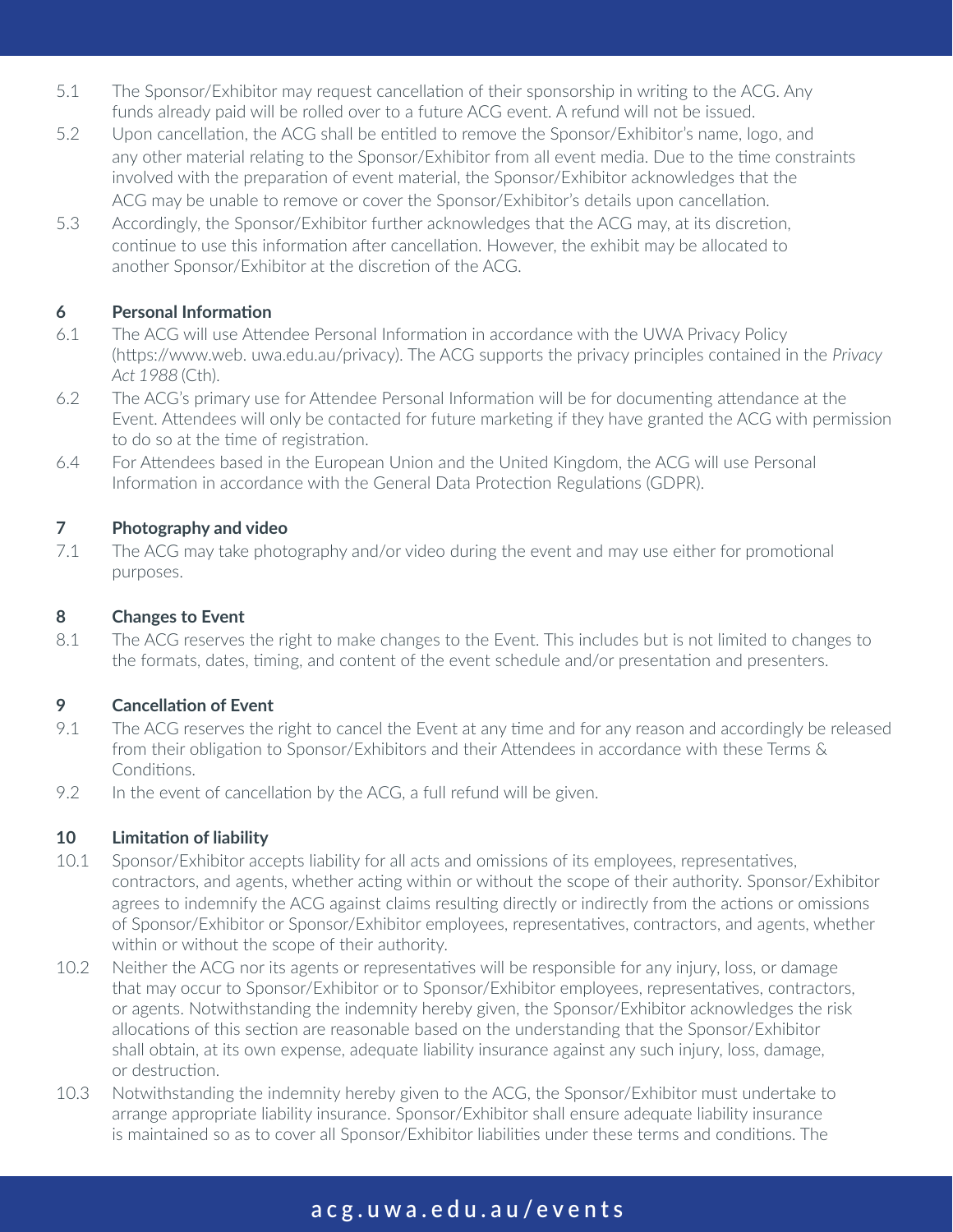5.1 The Sponsor/Exhibitor may request cancellation of their sponsorship in writing to the ACG. Any funds already paid will be rolled over to a future ACG event. A refund will not be issued.

5.2 Upon cancellation, the ACG shall be entitled to remove the Sponsor/Exhibitor's name, logo, and any other material relating to the Sponsor/Exhibitor from all event media. Due to the time constraints involved with the preparation of event material, the Sponsor/Exhibitor acknowledges that the ACG may be unable to remove or cover the Sponsor/Exhibitor's details upon cancellation.

5.3 Accordingly, the Sponsor/Exhibitor further acknowledges that the ACG may, at its discretion, continue to use this information after cancellation. However, the exhibit may be allocated to another Sponsor/Exhibitor at the discretion of the ACG.

## 6 Personal Information

6.1 The ACG will use Attendee Personal Information in accordance with the UWA Privacy Policy (https://www.web. uwa.edu.au/privacy). The ACG supports the privacy principles contained in the *Privacy Act 1988* (Cth).

6.2 The ACG's primary use for Attendee Personal Information will be for documenting attendance at the Event. Attendees will only be contacted for future marketing if they have granted the ACG with permission to do so at the time of registration.

6.4 For Attendees based in the European Union and the United Kingdom, the ACG will use Personal Information in accordance with the General Data Protection Regulations (GDPR).

## 7 Photography and video

7.1 The ACG may take photography and/or video during the event and may use either for promotional purposes.

## 8 Changes to Event

8.1 The ACG reserves the right to make changes to the Event. This includes but is not limited to changes to the formats, dates, timing, and content of the event schedule and/or presentation and presenters.

## 9 Cancellation of Event

9.1 The ACG reserves the right to cancel the Event at any time and for any reason and accordingly be released from their obligation to Sponsor/Exhibitors and their Attendees in accordance with these Terms & Conditions.

9.2 In the event of cancellation by the ACG, a full refund will be given.

## 10 Limitation of liability

10.1 Sponsor/Exhibitor accepts liability for all acts and omissions of its employees, representatives, contractors, and agents, whether acting within or without the scope of their authority. Sponsor/Exhibitor agrees to indemnify the ACG against claims resulting directly or indirectly from the actions or omissions of Sponsor/Exhibitor or Sponsor/Exhibitor employees, representatives, contractors, and agents, whether within or without the scope of their authority.

10.2 Neither the ACG nor its agents or representatives will be responsible for any injury, loss, or damage that may occur to Sponsor/Exhibitor or to Sponsor/Exhibitor employees, representatives, contractors, or agents. Notwithstanding the indemnity hereby given, the Sponsor/Exhibitor acknowledges the risk allocations of this section are reasonable based on the understanding that the Sponsor/Exhibitor shall obtain, at its own expense, adequate liability insurance against any such injury, loss, damage, or destruction.

10.3 Notwithstanding the indemnity hereby given to the ACG, the Sponsor/Exhibitor must undertake to arrange appropriate liability insurance. Sponsor/Exhibitor shall ensure adequate liability insurance is maintained so as to cover all Sponsor/Exhibitor liabilities under these terms and conditions. The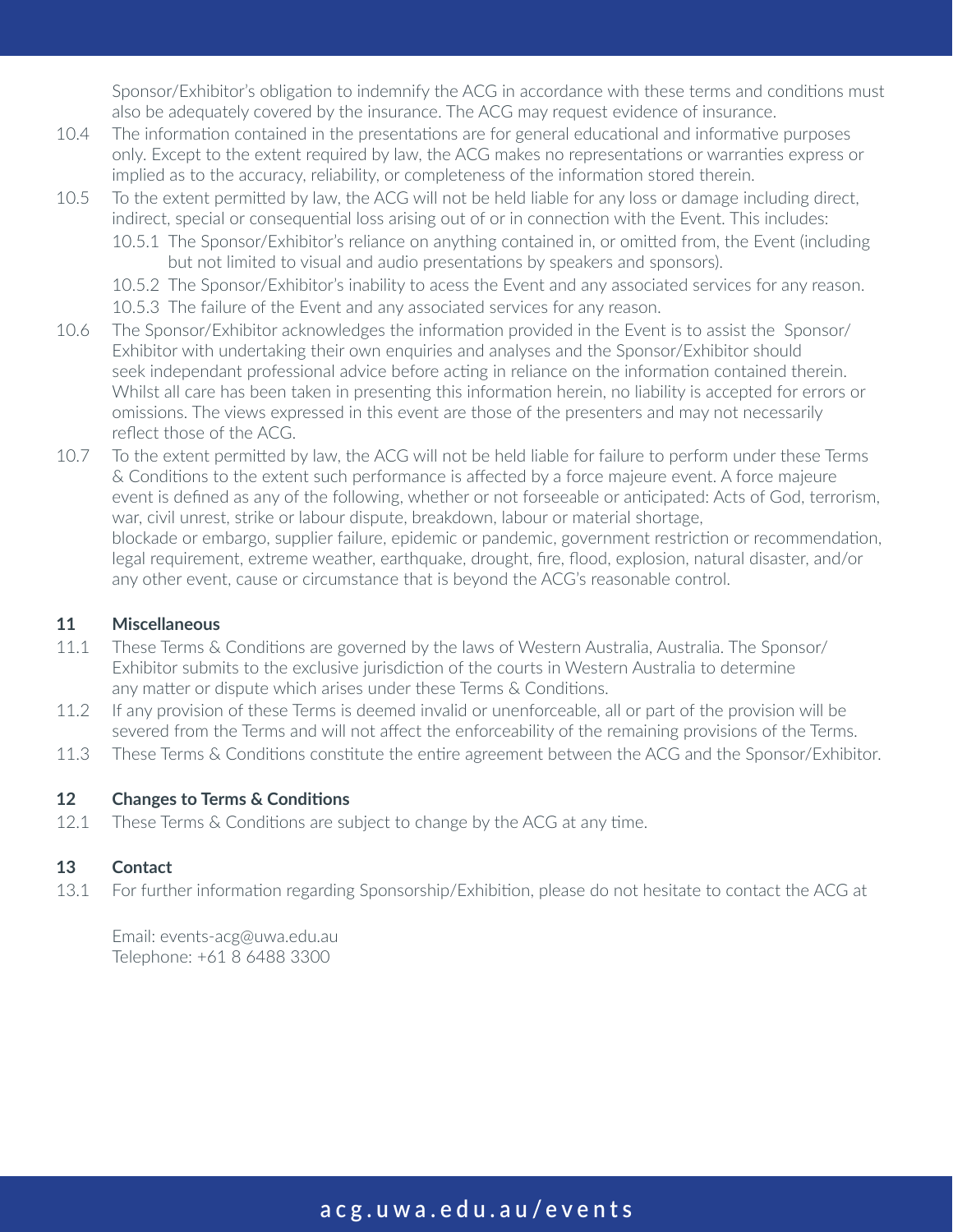Sponsor/Exhibitor's obligation to indemnify the ACG in accordance with these terms and conditions must also be adequately covered by the insurance. The ACG may request evidence of insurance.

10.4 The information contained in the presentations are for general educational and informative purposes only. Except to the extent required by law, the ACG makes no representations or warranties express or implied as to the accuracy, reliability, or completeness of the information stored therein.

10.5 To the extent permitted by law, the ACG will not be held liable for any loss or damage including direct, indirect, special or consequential loss arising out of or in connection with the Event. This includes:

10.5.1 The Sponsor/Exhibitor's reliance on anything contained in, or omitted from, the Event (including but not limited to visual and audio presentations by speakers and sponsors).

10.5.2 The Sponsor/Exhibitor's inability to acess the Event and any associated services for any reason.

10.5.3 The failure of the Event and any associated services for any reason.

10.6 The Sponsor/Exhibitor acknowledges the information provided in the Event is to assist the Sponsor/Exhibitor with undertaking their own enquiries and analyses and the Sponsor/Exhibitor should seek independant professional advice before acting in reliance on the information contained therein. Whilst all care has been taken in presenting this information herein, no liability is accepted for errors or omissions. The views expressed in this event are those of the presenters and may not necessarily reflect those of the ACG.

10.7 To the extent permitted by law, the ACG will not be held liable for failure to perform under these Terms & Conditions to the extent such performance is affected by a force majeure event. A force majeure event is defined as any of the following, whether or not forseeable or anticipated: Acts of God, terrorism, war, civil unrest, strike or labour dispute, breakdown, labour or material shortage, blockade or embargo, supplier failure, epidemic or pandemic, government restriction or recommendation, legal requirement, extreme weather, earthquake, drought, fire, flood, explosion, natural disaster, and/or any other event, cause or circumstance that is beyond the ACG's reasonable control.

## 11 Miscellaneous

11.1 These Terms & Conditions are governed by the laws of Western Australia, Australia. The Sponsor/Exhibitor submits to the exclusive jurisdiction of the courts in Western Australia to determine any matter or dispute which arises under these Terms & Conditions.

11.2 If any provision of these Terms is deemed invalid or unenforceable, all or part of the provision will be severed from the Terms and will not affect the enforceability of the remaining provisions of the Terms.

11.3 These Terms & Conditions constitute the entire agreement between the ACG and the Sponsor/Exhibitor.

## 12 Changes to Terms & Conditions

12.1 These Terms & Conditions are subject to change by the ACG at any time.

## 13 Contact

13.1 For further information regarding Sponsorship/Exhibition, please do not hesitate to contact the ACG at

Email: events-acg@uwa.edu.au
Telephone: +61 8 6488 3300

acg.uwa.edu.au/events